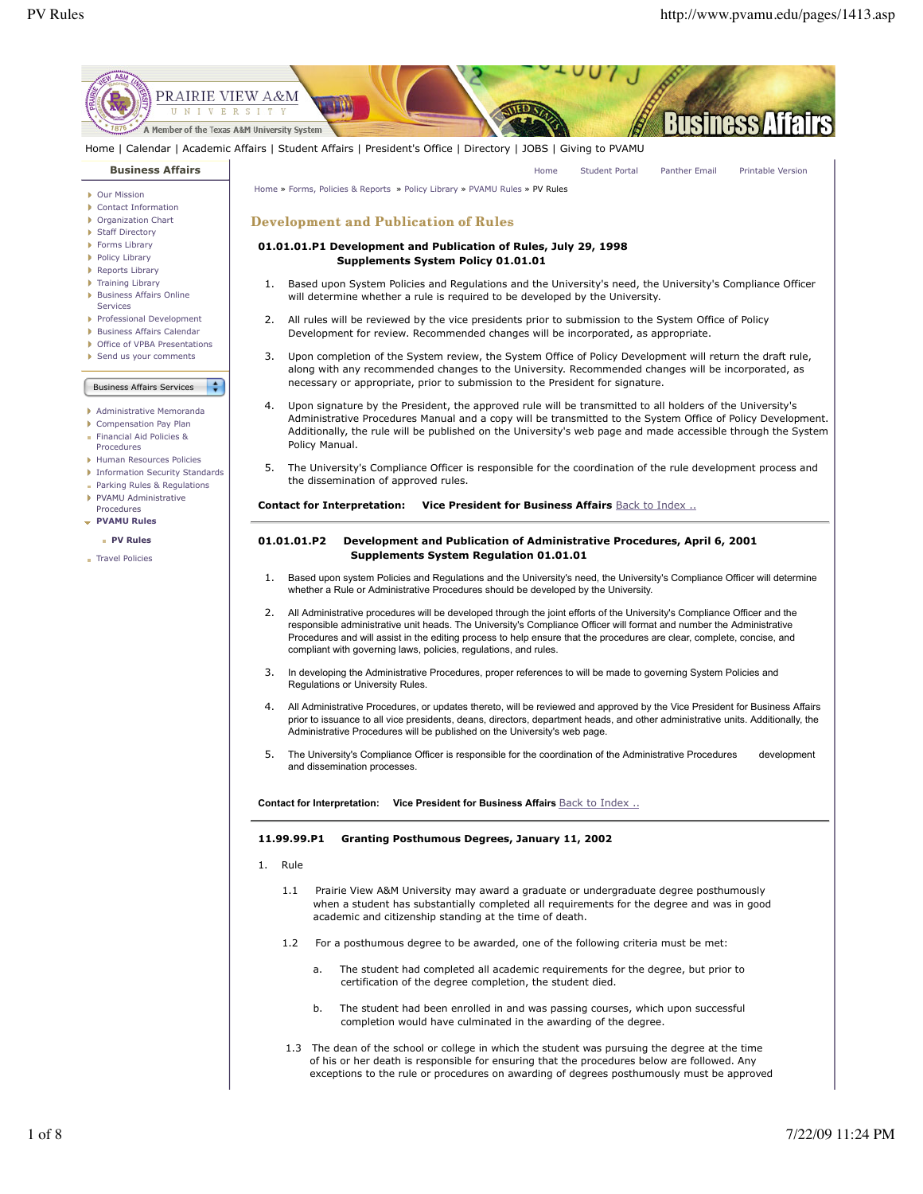Home | Calendar | Academic Affairs | Student Affairs | President's Office | Directory | JOBS | Giving to PVAMU

**Business Affairs**

- Our Mission
- Contact Information
- Organization Chart
- Staff Directory
- Forms Library
- Policy Library
- Reports Library
- Training Library
- Business Affairs Online Services
- Professional Development
- Business Affairs Calendar
- Office of VPBA Presentations
- Send us your comments

Business Affairs Services

- Administrative Memoranda
- Compensation Pay Plan
- Financial Aid Policies & Procedures
- Human Resources Policies
- Information Security Standards
- Parking Rules & Regulations
- PVAMU Administrative Procedures
- **PVAMU Rules**
  - **PV Rules**
- Travel Policies

Home Student Portal Panther Email Printable Version

Home » Forms, Policies & Reports » Policy Library » PVAMU Rules » PV Rules

## Development and Publication of Rules

**01.01.01.P1 Development and Publication of Rules, July 29, 1998**
**Supplements System Policy 01.01.01**

1. Based upon System Policies and Regulations and the University's need, the University's Compliance Officer will determine whether a rule is required to be developed by the University.
2. All rules will be reviewed by the vice presidents prior to submission to the System Office of Policy Development for review. Recommended changes will be incorporated, as appropriate.
3. Upon completion of the System review, the System Office of Policy Development will return the draft rule, along with any recommended changes to the University. Recommended changes will be incorporated, as necessary or appropriate, prior to submission to the President for signature.
4. Upon signature by the President, the approved rule will be transmitted to all holders of the University's Administrative Procedures Manual and a copy will be transmitted to the System Office of Policy Development. Additionally, the rule will be published on the University's web page and made accessible through the System Policy Manual.
5. The University's Compliance Officer is responsible for the coordination of the rule development process and the dissemination of approved rules.

**Contact for Interpretation: Vice President for Business Affairs** Back to Index ..

---

**01.01.01.P2 Development and Publication of Administrative Procedures, April 6, 2001**
**Supplements System Regulation 01.01.01**

1. Based upon system Policies and Regulations and the University's need, the University's Compliance Officer will determine whether a Rule or Administrative Procedures should be developed by the University.
2. All Administrative procedures will be developed through the joint efforts of the University's Compliance Officer and the responsible administrative unit heads. The University's Compliance Officer will format and number the Administrative Procedures and will assist in the editing process to help ensure that the procedures are clear, complete, concise, and compliant with governing laws, policies, regulations, and rules.
3. In developing the Administrative Procedures, proper references to will be made to governing System Policies and Regulations or University Rules.
4. All Administrative Procedures, or updates thereto, will be reviewed and approved by the Vice President for Business Affairs prior to issuance to all vice presidents, deans, directors, department heads, and other administrative units. Additionally, the Administrative Procedures will be published on the University's web page.
5. The University's Compliance Officer is responsible for the coordination of the Administrative Procedures development and dissemination processes.

**Contact for Interpretation: Vice President for Business Affairs** Back to Index ..

---

**11.99.99.P1 Granting Posthumous Degrees, January 11, 2002**

1. Rule

   1.1 Prairie View A&M University may award a graduate or undergraduate degree posthumously when a student has substantially completed all requirements for the degree and was in good academic and citizenship standing at the time of death.

   1.2 For a posthumous degree to be awarded, one of the following criteria must be met:

   a. The student had completed all academic requirements for the degree, but prior to certification of the degree completion, the student died.

   b. The student had been enrolled in and was passing courses, which upon successful completion would have culminated in the awarding of the degree.

   1.3 The dean of the school or college in which the student was pursuing the degree at the time of his or her death is responsible for ensuring that the procedures below are followed. Any exceptions to the rule or procedures on awarding of degrees posthumously must be approved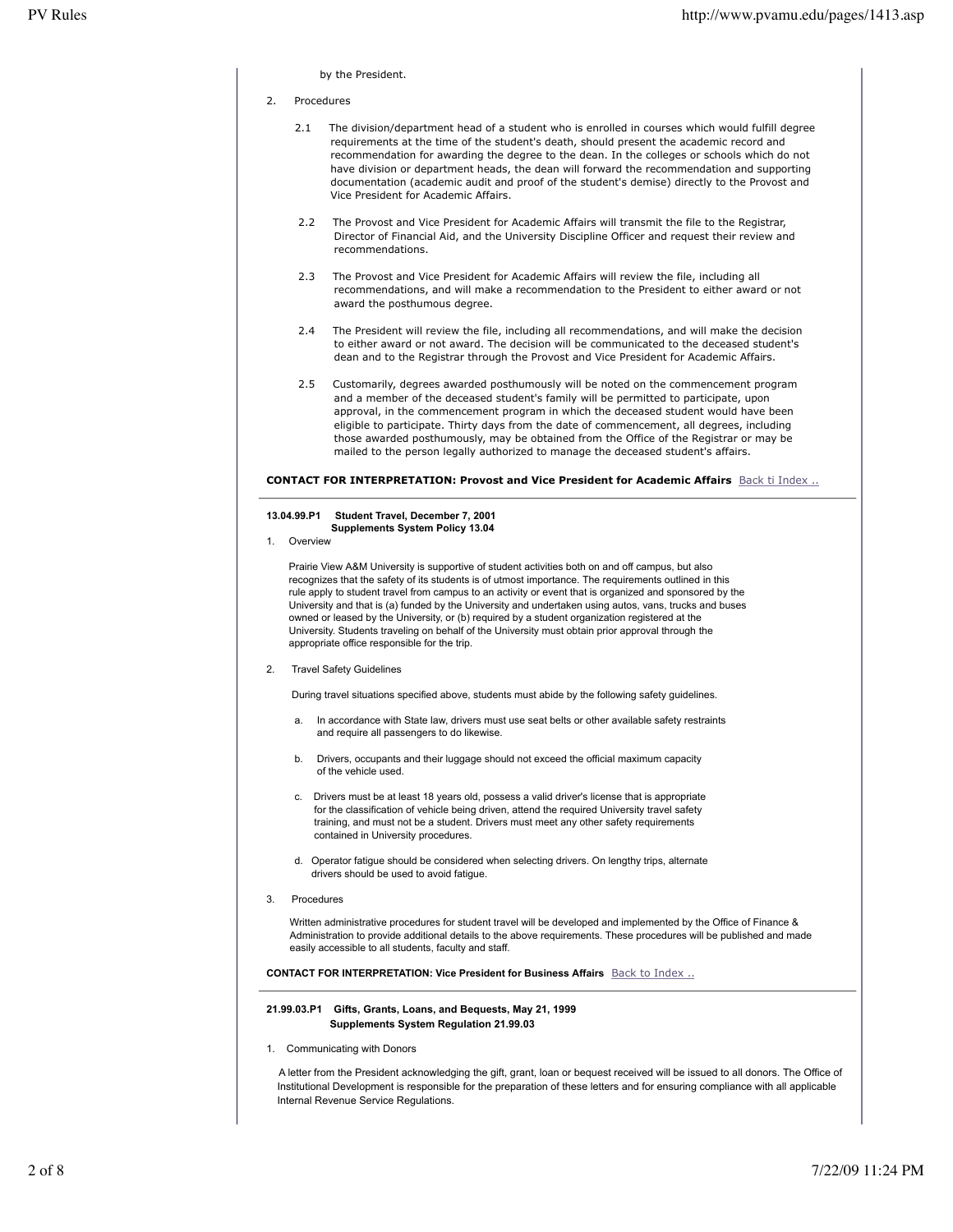by the President.

2. Procedures

   2.1 The division/department head of a student who is enrolled in courses which would fulfill degree requirements at the time of the student's death, should present the academic record and recommendation for awarding the degree to the dean. In the colleges or schools which do not have division or department heads, the dean will forward the recommendation and supporting documentation (academic audit and proof of the student's demise) directly to the Provost and Vice President for Academic Affairs.

   2.2 The Provost and Vice President for Academic Affairs will transmit the file to the Registrar, Director of Financial Aid, and the University Discipline Officer and request their review and recommendations.

   2.3 The Provost and Vice President for Academic Affairs will review the file, including all recommendations, and will make a recommendation to the President to either award or not award the posthumous degree.

   2.4 The President will review the file, including all recommendations, and will make the decision to either award or not award. The decision will be communicated to the deceased student's dean and to the Registrar through the Provost and Vice President for Academic Affairs.

   2.5 Customarily, degrees awarded posthumously will be noted on the commencement program and a member of the deceased student's family will be permitted to participate, upon approval, in the commencement program in which the deceased student would have been eligible to participate. Thirty days from the date of commencement, all degrees, including those awarded posthumously, may be obtained from the Office of the Registrar or may be mailed to the person legally authorized to manage the deceased student's affairs.

**CONTACT FOR INTERPRETATION: Provost and Vice President for Academic Affairs** Back ti Index ..

---

**13.04.99.P1 Student Travel, December 7, 2001**
**Supplements System Policy 13.04**

1. Overview

   Prairie View A&M University is supportive of student activities both on and off campus, but also recognizes that the safety of its students is of utmost importance. The requirements outlined in this rule apply to student travel from campus to an activity or event that is organized and sponsored by the University and that is (a) funded by the University and undertaken using autos, vans, trucks and buses owned or leased by the University, or (b) required by a student organization registered at the University. Students traveling on behalf of the University must obtain prior approval through the appropriate office responsible for the trip.

2. Travel Safety Guidelines

   During travel situations specified above, students must abide by the following safety guidelines.

   a. In accordance with State law, drivers must use seat belts or other available safety restraints and require all passengers to do likewise.

   b. Drivers, occupants and their luggage should not exceed the official maximum capacity of the vehicle used.

   c. Drivers must be at least 18 years old, possess a valid driver's license that is appropriate for the classification of vehicle being driven, attend the required University travel safety training, and must not be a student. Drivers must meet any other safety requirements contained in University procedures.

   d. Operator fatigue should be considered when selecting drivers. On lengthy trips, alternate drivers should be used to avoid fatigue.

3. Procedures

   Written administrative procedures for student travel will be developed and implemented by the Office of Finance & Administration to provide additional details to the above requirements. These procedures will be published and made easily accessible to all students, faculty and staff.

**CONTACT FOR INTERPRETATION: Vice President for Business Affairs** Back to Index ..

---

**21.99.03.P1 Gifts, Grants, Loans, and Bequests, May 21, 1999**
**Supplements System Regulation 21.99.03**

1. Communicating with Donors

   A letter from the President acknowledging the gift, grant, loan or bequest received will be issued to all donors. The Office of Institutional Development is responsible for the preparation of these letters and for ensuring compliance with all applicable Internal Revenue Service Regulations.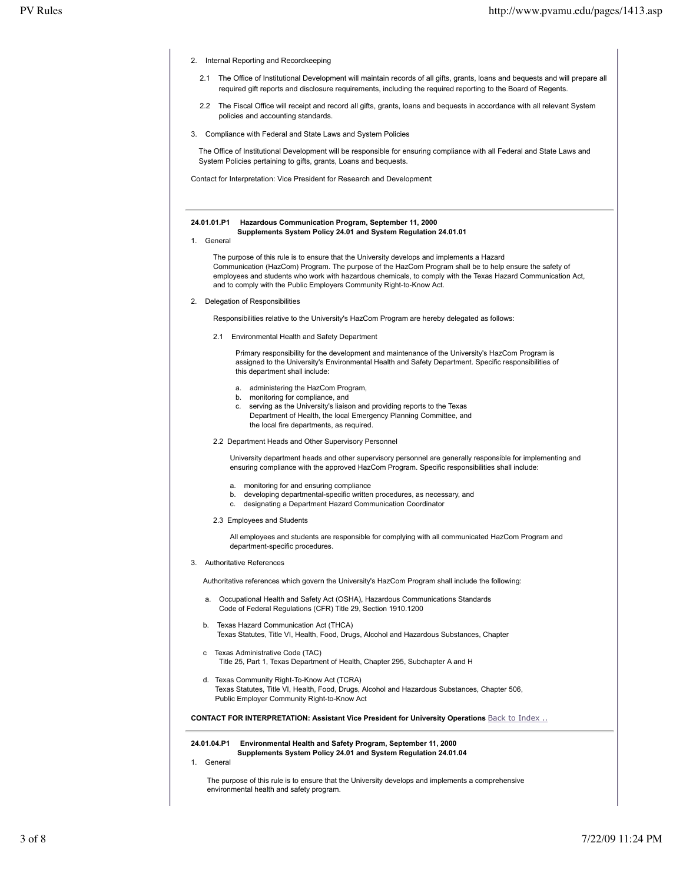2. Internal Reporting and Recordkeeping

2.1 The Office of Institutional Development will maintain records of all gifts, grants, loans and bequests and will prepare all required gift reports and disclosure requirements, including the required reporting to the Board of Regents.

2.2 The Fiscal Office will receipt and record all gifts, grants, loans and bequests in accordance with all relevant System policies and accounting standards.

3. Compliance with Federal and State Laws and System Policies

The Office of Institutional Development will be responsible for ensuring compliance with all Federal and State Laws and System Policies pertaining to gifts, grants, Loans and bequests.

Contact for Interpretation: Vice President for Research and Development

---

**24.01.01.P1 Hazardous Communication Program, September 11, 2000**
**Supplements System Policy 24.01 and System Regulation 24.01.01**

1. General

The purpose of this rule is to ensure that the University develops and implements a Hazard Communication (HazCom) Program. The purpose of the HazCom Program shall be to help ensure the safety of employees and students who work with hazardous chemicals, to comply with the Texas Hazard Communication Act, and to comply with the Public Employers Community Right-to-Know Act.

2. Delegation of Responsibilities

Responsibilities relative to the University's HazCom Program are hereby delegated as follows:

2.1 Environmental Health and Safety Department

Primary responsibility for the development and maintenance of the University's HazCom Program is assigned to the University's Environmental Health and Safety Department. Specific responsibilities of this department shall include:

a. administering the HazCom Program,
b. monitoring for compliance, and
c. serving as the University's liaison and providing reports to the Texas Department of Health, the local Emergency Planning Committee, and the local fire departments, as required.

2.2 Department Heads and Other Supervisory Personnel

University department heads and other supervisory personnel are generally responsible for implementing and ensuring compliance with the approved HazCom Program. Specific responsibilities shall include:

a. monitoring for and ensuring compliance
b. developing departmental-specific written procedures, as necessary, and
c. designating a Department Hazard Communication Coordinator

2.3 Employees and Students

All employees and students are responsible for complying with all communicated HazCom Program and department-specific procedures.

3. Authoritative References

Authoritative references which govern the University's HazCom Program shall include the following:

a. Occupational Health and Safety Act (OSHA), Hazardous Communications Standards
Code of Federal Regulations (CFR) Title 29, Section 1910.1200

b. Texas Hazard Communication Act (THCA)
Texas Statutes, Title VI, Health, Food, Drugs, Alcohol and Hazardous Substances, Chapter

c Texas Administrative Code (TAC)
Title 25, Part 1, Texas Department of Health, Chapter 295, Subchapter A and H

d. Texas Community Right-To-Know Act (TCRA)
Texas Statutes, Title VI, Health, Food, Drugs, Alcohol and Hazardous Substances, Chapter 506,
Public Employer Community Right-to-Know Act

**CONTACT FOR INTERPRETATION: Assistant Vice President for University Operations** Back to Index ..

---

**24.01.04.P1 Environmental Health and Safety Program, September 11, 2000**
**Supplements System Policy 24.01 and System Regulation 24.01.04**

1. General

The purpose of this rule is to ensure that the University develops and implements a comprehensive environmental health and safety program.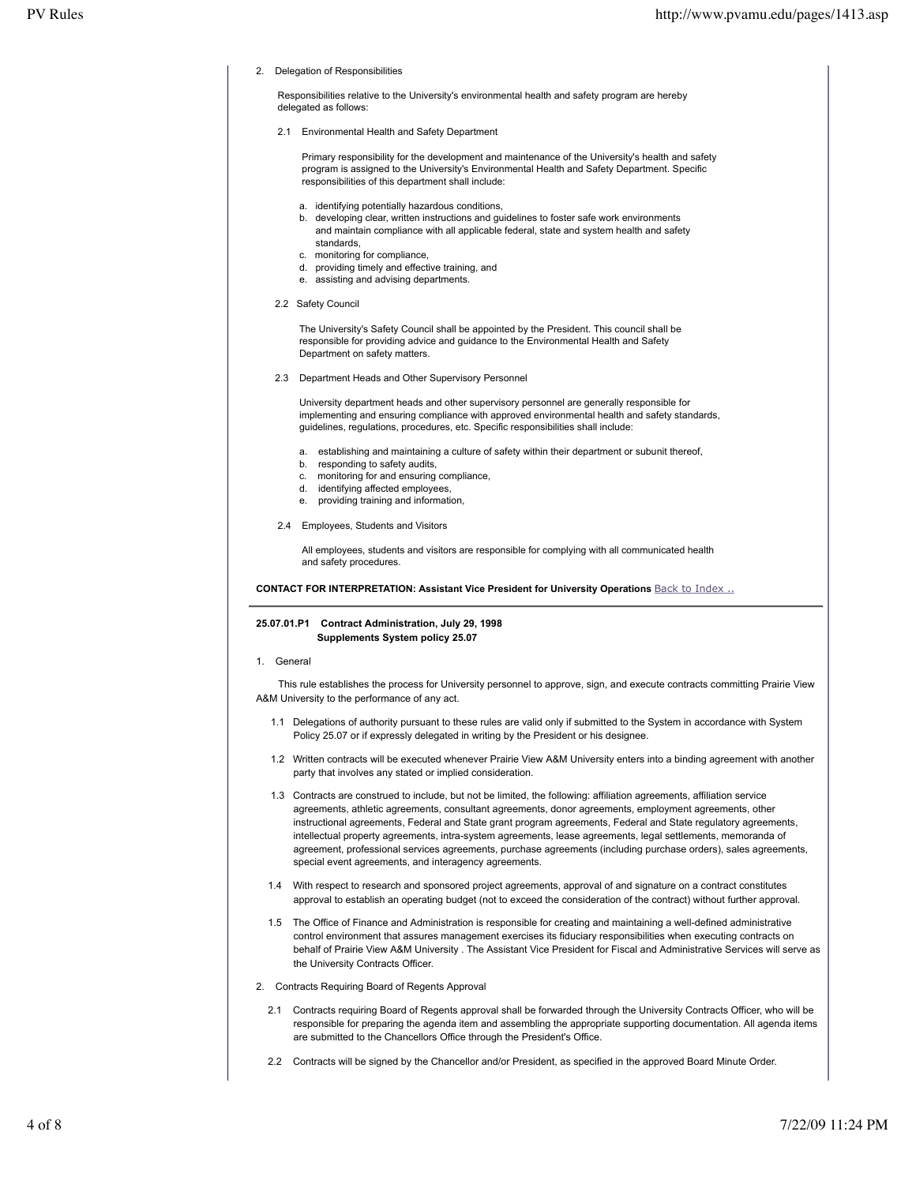2. Delegation of Responsibilities

Responsibilities relative to the University's environmental health and safety program are hereby delegated as follows:

2.1 Environmental Health and Safety Department

Primary responsibility for the development and maintenance of the University's health and safety program is assigned to the University's Environmental Health and Safety Department. Specific responsibilities of this department shall include:

a. identifying potentially hazardous conditions,
b. developing clear, written instructions and guidelines to foster safe work environments and maintain compliance with all applicable federal, state and system health and safety standards,
c. monitoring for compliance,
d. providing timely and effective training, and
e. assisting and advising departments.

2.2 Safety Council

The University's Safety Council shall be appointed by the President. This council shall be responsible for providing advice and guidance to the Environmental Health and Safety Department on safety matters.

2.3 Department Heads and Other Supervisory Personnel

University department heads and other supervisory personnel are generally responsible for implementing and ensuring compliance with approved environmental health and safety standards, guidelines, regulations, procedures, etc. Specific responsibilities shall include:

a. establishing and maintaining a culture of safety within their department or subunit thereof,
b. responding to safety audits,
c. monitoring for and ensuring compliance,
d. identifying affected employees,
e. providing training and information,

2.4 Employees, Students and Visitors

All employees, students and visitors are responsible for complying with all communicated health and safety procedures.

**CONTACT FOR INTERPRETATION: Assistant Vice President for University Operations** Back to Index ..

---

**25.07.01.P1 Contract Administration, July 29, 1998**
**Supplements System policy 25.07**

1. General

This rule establishes the process for University personnel to approve, sign, and execute contracts committing Prairie View A&M University to the performance of any act.

1.1 Delegations of authority pursuant to these rules are valid only if submitted to the System in accordance with System Policy 25.07 or if expressly delegated in writing by the President or his designee.

1.2 Written contracts will be executed whenever Prairie View A&M University enters into a binding agreement with another party that involves any stated or implied consideration.

1.3 Contracts are construed to include, but not be limited, the following: affiliation agreements, affiliation service agreements, athletic agreements, consultant agreements, donor agreements, employment agreements, other instructional agreements, Federal and State grant program agreements, Federal and State regulatory agreements, intellectual property agreements, intra-system agreements, lease agreements, legal settlements, memoranda of agreement, professional services agreements, purchase agreements (including purchase orders), sales agreements, special event agreements, and interagency agreements.

1.4 With respect to research and sponsored project agreements, approval of and signature on a contract constitutes approval to establish an operating budget (not to exceed the consideration of the contract) without further approval.

1.5 The Office of Finance and Administration is responsible for creating and maintaining a well-defined administrative control environment that assures management exercises its fiduciary responsibilities when executing contracts on behalf of Prairie View A&M University . The Assistant Vice President for Fiscal and Administrative Services will serve as the University Contracts Officer.

2. Contracts Requiring Board of Regents Approval

2.1 Contracts requiring Board of Regents approval shall be forwarded through the University Contracts Officer, who will be responsible for preparing the agenda item and assembling the appropriate supporting documentation. All agenda items are submitted to the Chancellors Office through the President's Office.

2.2 Contracts will be signed by the Chancellor and/or President, as specified in the approved Board Minute Order.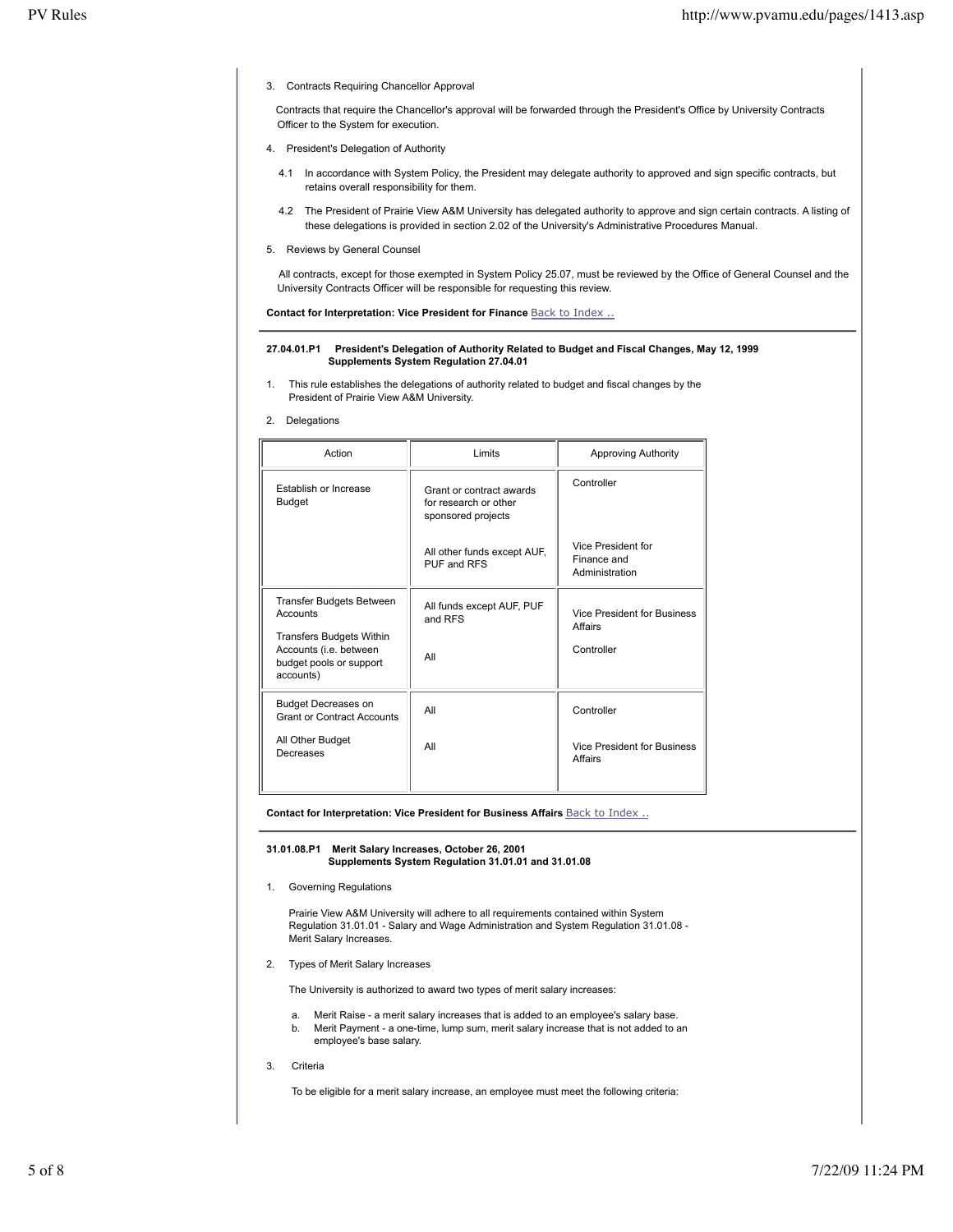3. Contracts Requiring Chancellor Approval

Contracts that require the Chancellor's approval will be forwarded through the President's Office by University Contracts Officer to the System for execution.

4. President's Delegation of Authority

4.1 In accordance with System Policy, the President may delegate authority to approved and sign specific contracts, but retains overall responsibility for them.

4.2 The President of Prairie View A&M University has delegated authority to approve and sign certain contracts. A listing of these delegations is provided in section 2.02 of the University's Administrative Procedures Manual.

5. Reviews by General Counsel

All contracts, except for those exempted in System Policy 25.07, must be reviewed by the Office of General Counsel and the University Contracts Officer will be responsible for requesting this review.

**Contact for Interpretation: Vice President for Finance** Back to Index ..

---

**27.04.01.P1 President's Delegation of Authority Related to Budget and Fiscal Changes, May 12, 1999**
**Supplements System Regulation 27.04.01**

1. This rule establishes the delegations of authority related to budget and fiscal changes by the President of Prairie View A&M University.

2. Delegations

| Action | Limits | Approving Authority |
|---|---|---|
| Establish or Increase Budget | Grant or contract awards for research or other sponsored projects | Controller |
| | All other funds except AUF, PUF and RFS | Vice President for Finance and Administration |
| Transfer Budgets Between Accounts | All funds except AUF, PUF and RFS | Vice President for Business Affairs |
| Transfers Budgets Within Accounts (i.e. between budget pools or support accounts) | All | Controller |
| Budget Decreases on Grant or Contract Accounts | All | Controller |
| All Other Budget Decreases | All | Vice President for Business Affairs |

**Contact for Interpretation: Vice President for Business Affairs** Back to Index ..

---

**31.01.08.P1 Merit Salary Increases, October 26, 2001**
**Supplements System Regulation 31.01.01 and 31.01.08**

1. Governing Regulations

Prairie View A&M University will adhere to all requirements contained within System Regulation 31.01.01 - Salary and Wage Administration and System Regulation 31.01.08 - Merit Salary Increases.

2. Types of Merit Salary Increases

The University is authorized to award two types of merit salary increases:

a. Merit Raise - a merit salary increases that is added to an employee's salary base.
b. Merit Payment - a one-time, lump sum, merit salary increase that is not added to an employee's base salary.

3. Criteria

To be eligible for a merit salary increase, an employee must meet the following criteria: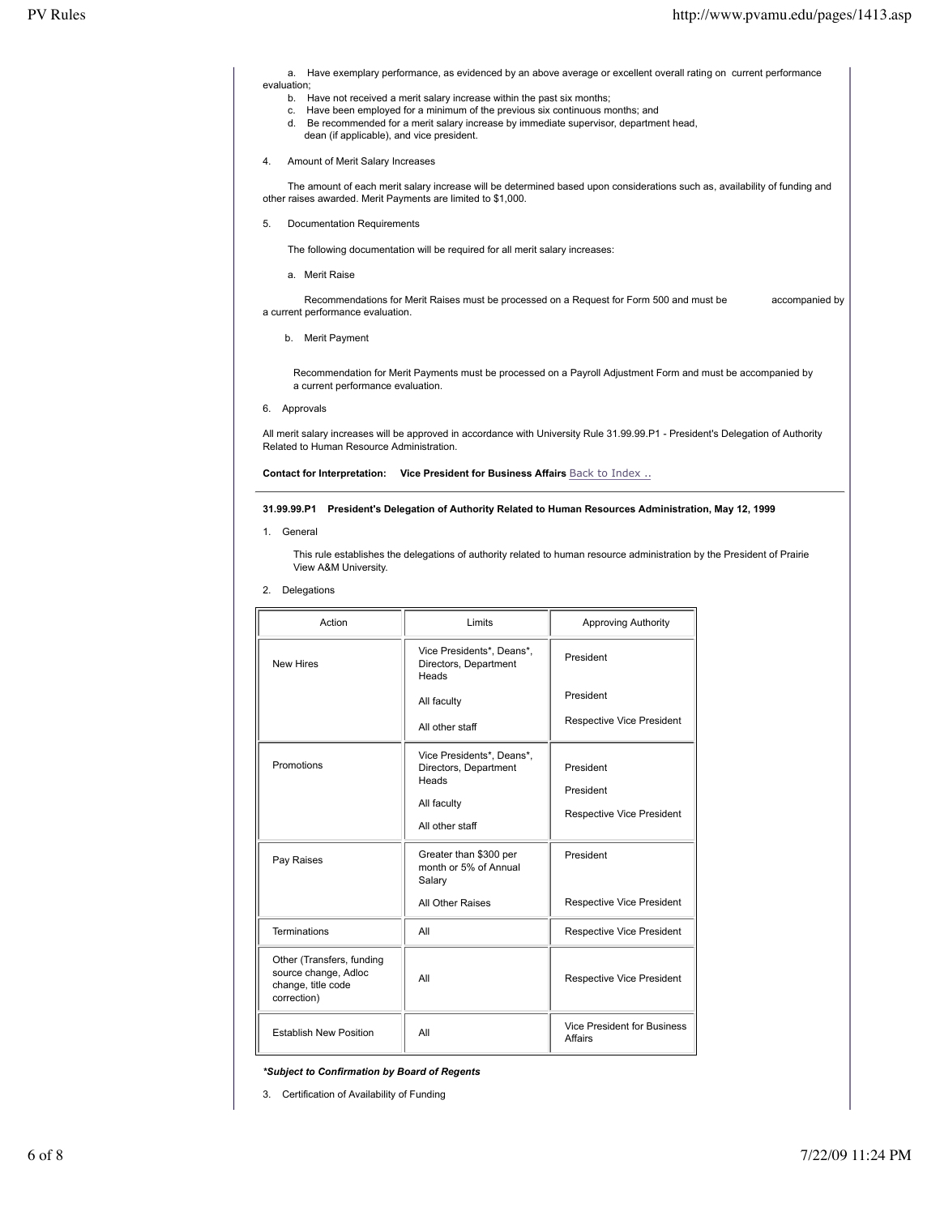a. Have exemplary performance, as evidenced by an above average or excellent overall rating on current performance evaluation;

b. Have not received a merit salary increase within the past six months;

c. Have been employed for a minimum of the previous six continuous months; and

d. Be recommended for a merit salary increase by immediate supervisor, department head, dean (if applicable), and vice president.

4. Amount of Merit Salary Increases

The amount of each merit salary increase will be determined based upon considerations such as, availability of funding and other raises awarded. Merit Payments are limited to $1,000.

5. Documentation Requirements

The following documentation will be required for all merit salary increases:

a. Merit Raise

Recommendations for Merit Raises must be processed on a Request for Form 500 and must be accompanied by a current performance evaluation.

b. Merit Payment

Recommendation for Merit Payments must be processed on a Payroll Adjustment Form and must be accompanied by a current performance evaluation.

6. Approvals

All merit salary increases will be approved in accordance with University Rule 31.99.99.P1 - President's Delegation of Authority Related to Human Resource Administration.

**Contact for Interpretation: Vice President for Business Affairs** Back to Index ..

---

**31.99.99.P1 President's Delegation of Authority Related to Human Resources Administration, May 12, 1999**

1. General

This rule establishes the delegations of authority related to human resource administration by the President of Prairie View A&M University.

2. Delegations

| Action | Limits | Approving Authority |
|---|---|---|
| New Hires | Vice Presidents*, Deans*, Directors, Department Heads | President |
| | All faculty | President |
| | All other staff | Respective Vice President |
| Promotions | Vice Presidents*, Deans*, Directors, Department Heads | President |
| | All faculty | President |
| | All other staff | Respective Vice President |
| Pay Raises | Greater than $300 per month or 5% of Annual Salary | President |
| | All Other Raises | Respective Vice President |
| Terminations | All | Respective Vice President |
| Other (Transfers, funding source change, Adloc change, title code correction) | All | Respective Vice President |
| Establish New Position | All | Vice President for Business Affairs |

***Subject to Confirmation by Board of Regents***

3. Certification of Availability of Funding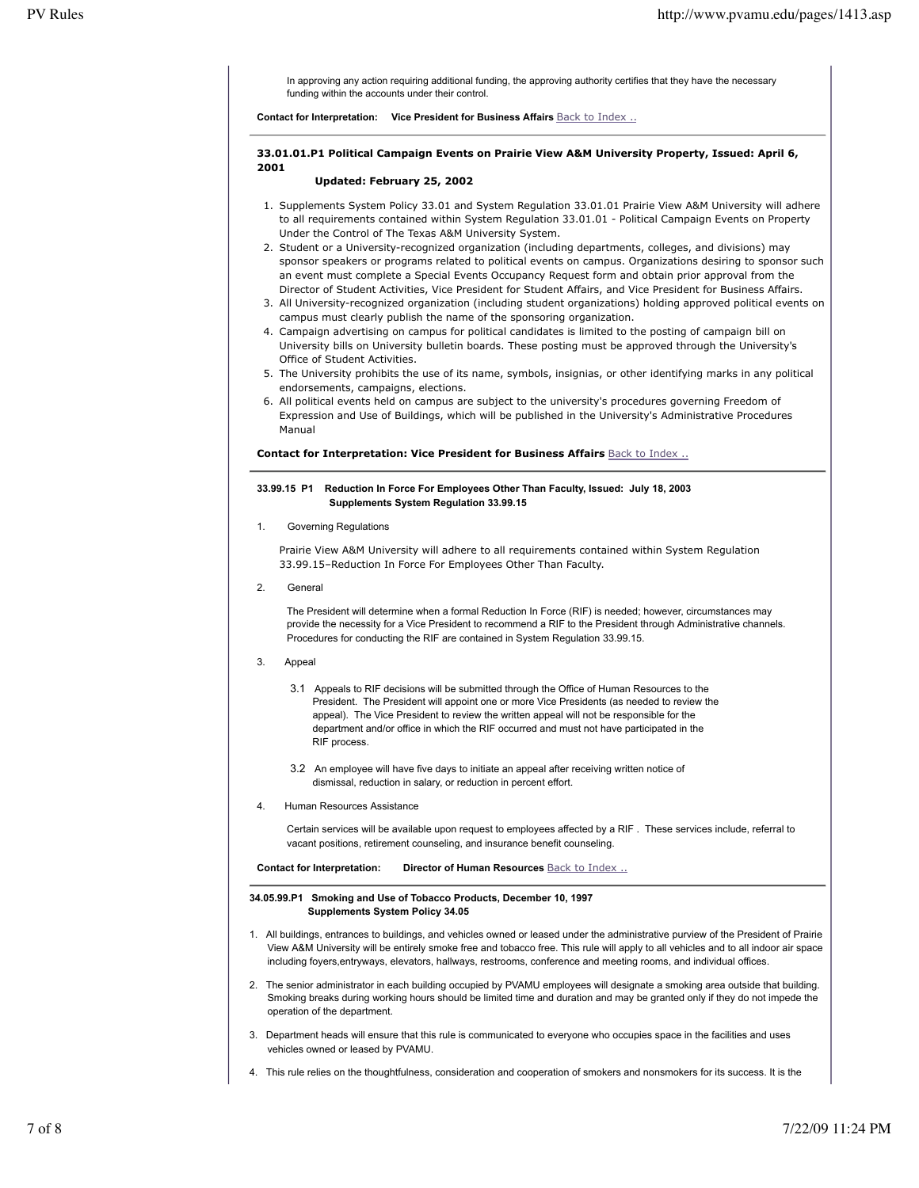In approving any action requiring additional funding, the approving authority certifies that they have the necessary funding within the accounts under their control.

**Contact for Interpretation: Vice President for Business Affairs** Back to Index ..

---

### 33.01.01.P1 Political Campaign Events on Prairie View A&M University Property, Issued: April 6, 2001

**Updated: February 25, 2002**

1. Supplements System Policy 33.01 and System Regulation 33.01.01 Prairie View A&M University will adhere to all requirements contained within System Regulation 33.01.01 - Political Campaign Events on Property Under the Control of The Texas A&M University System.
2. Student or a University-recognized organization (including departments, colleges, and divisions) may sponsor speakers or programs related to political events on campus. Organizations desiring to sponsor such an event must complete a Special Events Occupancy Request form and obtain prior approval from the Director of Student Activities, Vice President for Student Affairs, and Vice President for Business Affairs.
3. All University-recognized organization (including student organizations) holding approved political events on campus must clearly publish the name of the sponsoring organization.
4. Campaign advertising on campus for political candidates is limited to the posting of campaign bill on University bills on University bulletin boards. These posting must be approved through the University's Office of Student Activities.
5. The University prohibits the use of its name, symbols, insignias, or other identifying marks in any political endorsements, campaigns, elections.
6. All political events held on campus are subject to the university's procedures governing Freedom of Expression and Use of Buildings, which will be published in the University's Administrative Procedures Manual

**Contact for Interpretation: Vice President for Business Affairs** Back to Index ..

---

### 33.99.15 P1 Reduction In Force For Employees Other Than Faculty, Issued: July 18, 2003

**Supplements System Regulation 33.99.15**

1. Governing Regulations

   Prairie View A&M University will adhere to all requirements contained within System Regulation 33.99.15–Reduction In Force For Employees Other Than Faculty.

2. General

   The President will determine when a formal Reduction In Force (RIF) is needed; however, circumstances may provide the necessity for a Vice President to recommend a RIF to the President through Administrative channels. Procedures for conducting the RIF are contained in System Regulation 33.99.15.

3. Appeal

   3.1 Appeals to RIF decisions will be submitted through the Office of Human Resources to the President. The President will appoint one or more Vice Presidents (as needed to review the appeal). The Vice President to review the written appeal will not be responsible for the department and/or office in which the RIF occurred and must not have participated in the RIF process.

   3.2 An employee will have five days to initiate an appeal after receiving written notice of dismissal, reduction in salary, or reduction in percent effort.

4. Human Resources Assistance

   Certain services will be available upon request to employees affected by a RIF . These services include, referral to vacant positions, retirement counseling, and insurance benefit counseling.

**Contact for Interpretation: Director of Human Resources** Back to Index ..

---

### 34.05.99.P1 Smoking and Use of Tobacco Products, December 10, 1997

**Supplements System Policy 34.05**

1. All buildings, entrances to buildings, and vehicles owned or leased under the administrative purview of the President of Prairie View A&M University will be entirely smoke free and tobacco free. This rule will apply to all vehicles and to all indoor air space including foyers,entryways, elevators, hallways, restrooms, conference and meeting rooms, and individual offices.
2. The senior administrator in each building occupied by PVAMU employees will designate a smoking area outside that building. Smoking breaks during working hours should be limited time and duration and may be granted only if they do not impede the operation of the department.
3. Department heads will ensure that this rule is communicated to everyone who occupies space in the facilities and uses vehicles owned or leased by PVAMU.
4. This rule relies on the thoughtfulness, consideration and cooperation of smokers and nonsmokers for its success. It is the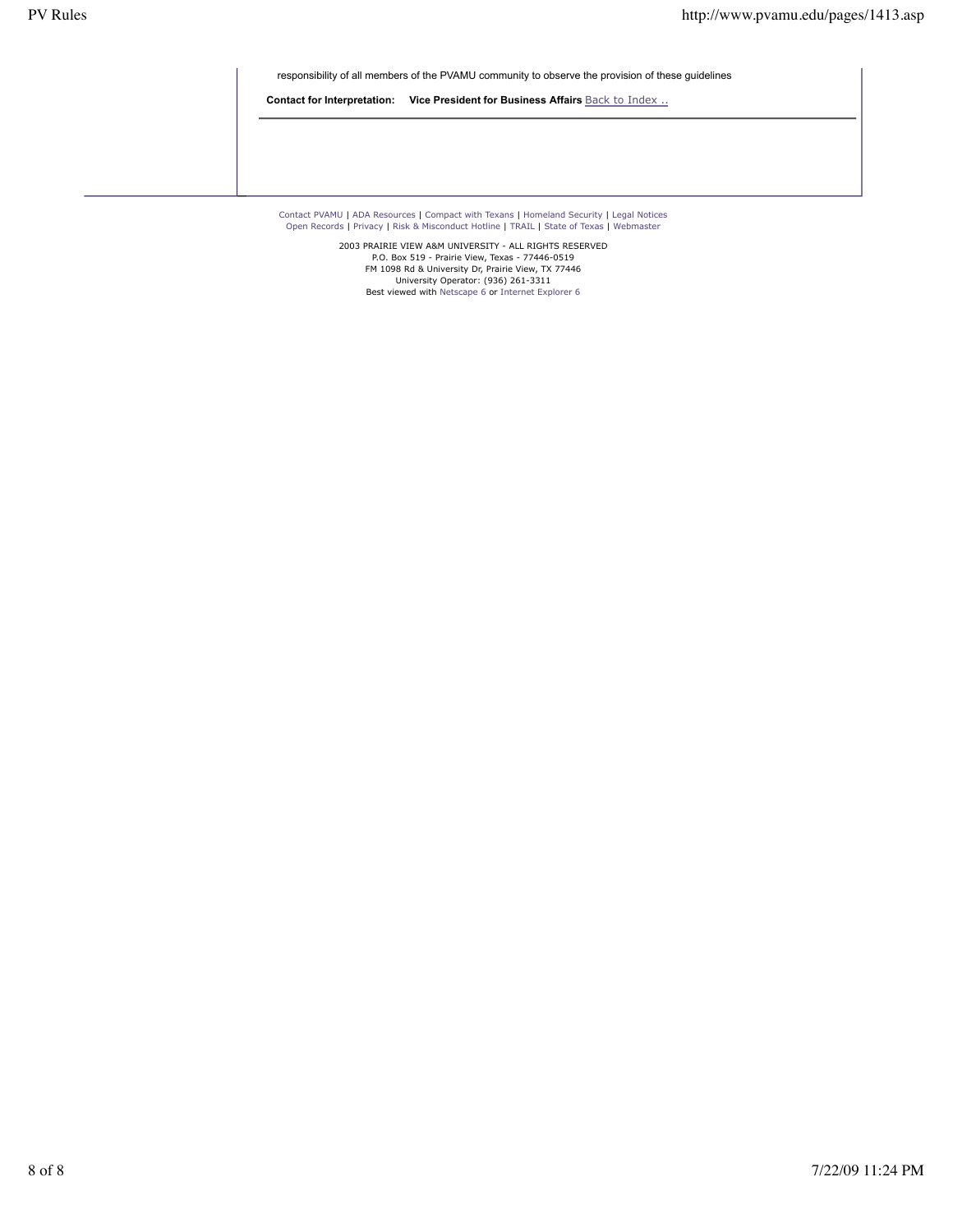responsibility of all members of the PVAMU community to observe the provision of these guidelines

**Contact for Interpretation:** **Vice President for Business Affairs** Back to Index ..

---

Contact PVAMU | ADA Resources | Compact with Texans | Homeland Security | Legal Notices
Open Records | Privacy | Risk & Misconduct Hotline | TRAIL | State of Texas | Webmaster

2003 PRAIRIE VIEW A&M UNIVERSITY - ALL RIGHTS RESERVED
P.O. Box 519 - Prairie View, Texas - 77446-0519
FM 1098 Rd & University Dr, Prairie View, TX 77446
University Operator: (936) 261-3311
Best viewed with Netscape 6 or Internet Explorer 6